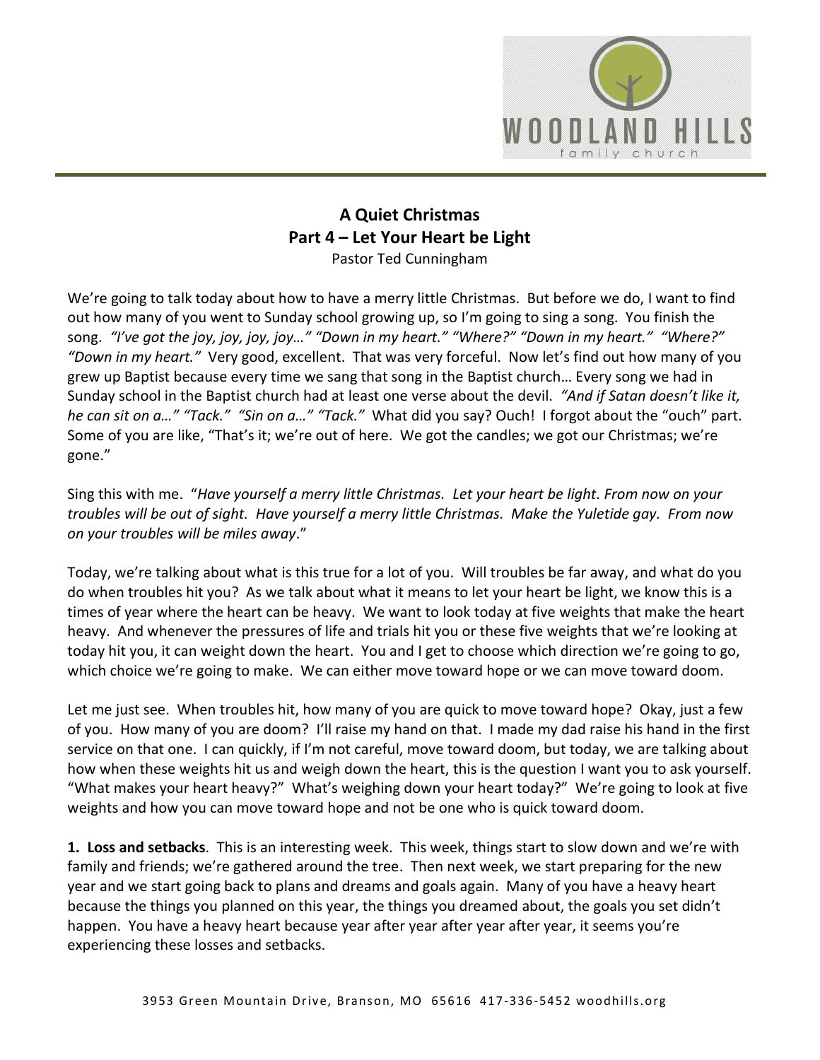**A Quiet Christmas**
**Part 4 – Let Your Heart be Light**
Pastor Ted Cunningham

We're going to talk today about how to have a merry little Christmas. But before we do, I want to find out how many of you went to Sunday school growing up, so I'm going to sing a song. You finish the song. *"I've got the joy, joy, joy, joy…" "Down in my heart." "Where?" "Down in my heart." "Where?" "Down in my heart."* Very good, excellent. That was very forceful. Now let's find out how many of you grew up Baptist because every time we sang that song in the Baptist church… Every song we had in Sunday school in the Baptist church had at least one verse about the devil. *"And if Satan doesn't like it, he can sit on a…" "Tack." "Sin on a…" "Tack."* What did you say? Ouch! I forgot about the "ouch" part. Some of you are like, "That's it; we're out of here. We got the candles; we got our Christmas; we're gone."

Sing this with me. "*Have yourself a merry little Christmas. Let your heart be light. From now on your troubles will be out of sight. Have yourself a merry little Christmas. Make the Yuletide gay. From now on your troubles will be miles away*."

Today, we're talking about what is this true for a lot of you. Will troubles be far away, and what do you do when troubles hit you? As we talk about what it means to let your heart be light, we know this is a times of year where the heart can be heavy. We want to look today at five weights that make the heart heavy. And whenever the pressures of life and trials hit you or these five weights that we're looking at today hit you, it can weight down the heart. You and I get to choose which direction we're going to go, which choice we're going to make. We can either move toward hope or we can move toward doom.

Let me just see. When troubles hit, how many of you are quick to move toward hope? Okay, just a few of you. How many of you are doom? I'll raise my hand on that. I made my dad raise his hand in the first service on that one. I can quickly, if I'm not careful, move toward doom, but today, we are talking about how when these weights hit us and weigh down the heart, this is the question I want you to ask yourself. "What makes your heart heavy?" What's weighing down your heart today?" We're going to look at five weights and how you can move toward hope and not be one who is quick toward doom.

**1. Loss and setbacks**. This is an interesting week. This week, things start to slow down and we're with family and friends; we're gathered around the tree. Then next week, we start preparing for the new year and we start going back to plans and dreams and goals again. Many of you have a heavy heart because the things you planned on this year, the things you dreamed about, the goals you set didn't happen. You have a heavy heart because year after year after year after year, it seems you're experiencing these losses and setbacks.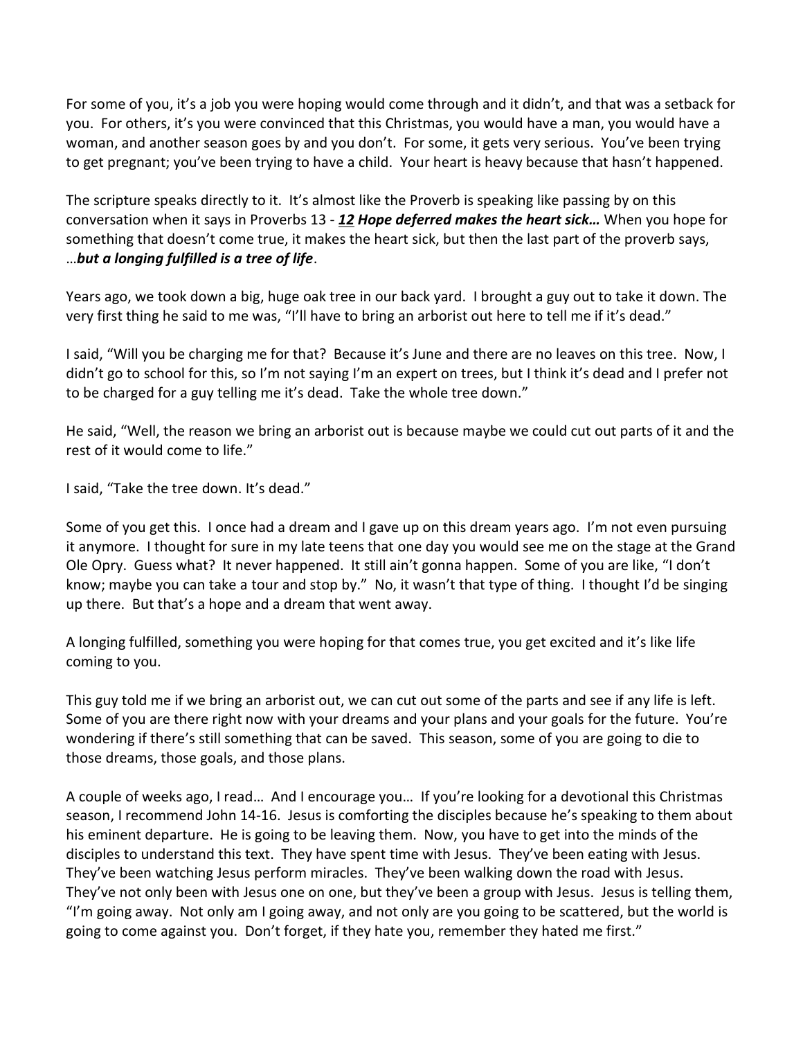For some of you, it's a job you were hoping would come through and it didn't, and that was a setback for you. For others, it's you were convinced that this Christmas, you would have a man, you would have a woman, and another season goes by and you don't. For some, it gets very serious. You've been trying to get pregnant; you've been trying to have a child. Your heart is heavy because that hasn't happened.

The scripture speaks directly to it. It's almost like the Proverb is speaking like passing by on this conversation when it says in Proverbs 13 - ***12 Hope deferred makes the heart sick…*** When you hope for something that doesn't come true, it makes the heart sick, but then the last part of the proverb says, …***but a longing fulfilled is a tree of life***.

Years ago, we took down a big, huge oak tree in our back yard. I brought a guy out to take it down. The very first thing he said to me was, "I'll have to bring an arborist out here to tell me if it's dead."

I said, "Will you be charging me for that? Because it's June and there are no leaves on this tree. Now, I didn't go to school for this, so I'm not saying I'm an expert on trees, but I think it's dead and I prefer not to be charged for a guy telling me it's dead. Take the whole tree down."

He said, "Well, the reason we bring an arborist out is because maybe we could cut out parts of it and the rest of it would come to life."

I said, "Take the tree down. It's dead."

Some of you get this. I once had a dream and I gave up on this dream years ago. I'm not even pursuing it anymore. I thought for sure in my late teens that one day you would see me on the stage at the Grand Ole Opry. Guess what? It never happened. It still ain't gonna happen. Some of you are like, "I don't know; maybe you can take a tour and stop by." No, it wasn't that type of thing. I thought I'd be singing up there. But that's a hope and a dream that went away.

A longing fulfilled, something you were hoping for that comes true, you get excited and it's like life coming to you.

This guy told me if we bring an arborist out, we can cut out some of the parts and see if any life is left. Some of you are there right now with your dreams and your plans and your goals for the future. You're wondering if there's still something that can be saved. This season, some of you are going to die to those dreams, those goals, and those plans.

A couple of weeks ago, I read… And I encourage you… If you're looking for a devotional this Christmas season, I recommend John 14-16. Jesus is comforting the disciples because he's speaking to them about his eminent departure. He is going to be leaving them. Now, you have to get into the minds of the disciples to understand this text. They have spent time with Jesus. They've been eating with Jesus. They've been watching Jesus perform miracles. They've been walking down the road with Jesus. They've not only been with Jesus one on one, but they've been a group with Jesus. Jesus is telling them, "I'm going away. Not only am I going away, and not only are you going to be scattered, but the world is going to come against you. Don't forget, if they hate you, remember they hated me first."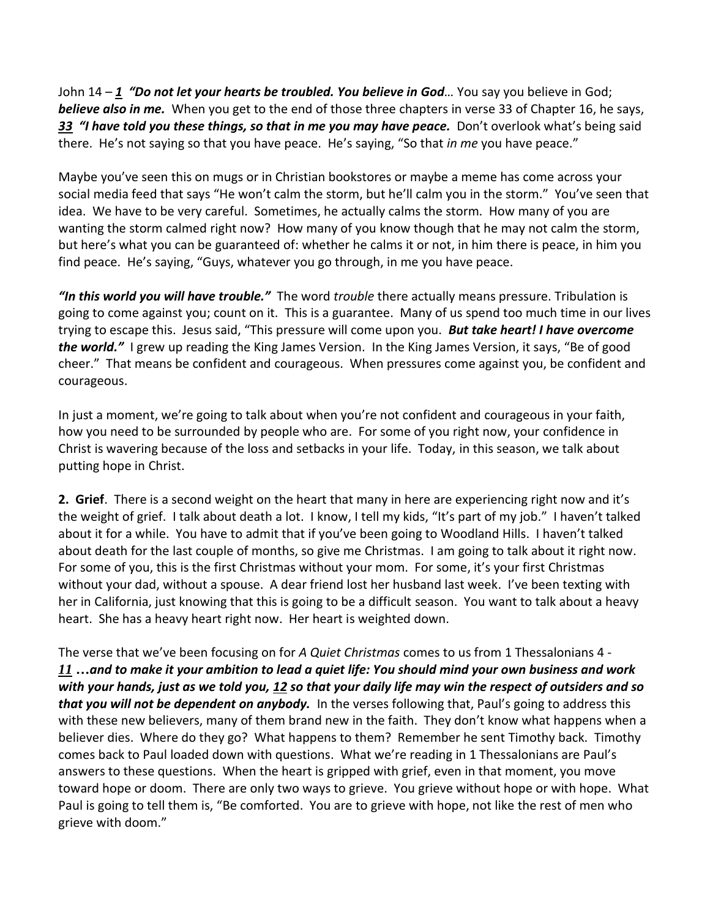John 14 – ***1*** ***"Do not let your hearts be troubled. You believe in God…*** You say you believe in God; ***believe also in me.*** When you get to the end of those three chapters in verse 33 of Chapter 16, he says, ***33*** ***"I have told you these things, so that in me you may have peace.*** Don't overlook what's being said there. He's not saying so that you have peace. He's saying, "So that *in me* you have peace."

Maybe you've seen this on mugs or in Christian bookstores or maybe a meme has come across your social media feed that says "He won't calm the storm, but he'll calm you in the storm." You've seen that idea. We have to be very careful. Sometimes, he actually calms the storm. How many of you are wanting the storm calmed right now? How many of you know though that he may not calm the storm, but here's what you can be guaranteed of: whether he calms it or not, in him there is peace, in him you find peace. He's saying, "Guys, whatever you go through, in me you have peace.

***"In this world you will have trouble."*** The word *trouble* there actually means pressure. Tribulation is going to come against you; count on it. This is a guarantee. Many of us spend too much time in our lives trying to escape this. Jesus said, "This pressure will come upon you. ***But take heart! I have overcome the world."*** I grew up reading the King James Version. In the King James Version, it says, "Be of good cheer." That means be confident and courageous. When pressures come against you, be confident and courageous.

In just a moment, we're going to talk about when you're not confident and courageous in your faith, how you need to be surrounded by people who are. For some of you right now, your confidence in Christ is wavering because of the loss and setbacks in your life. Today, in this season, we talk about putting hope in Christ.

**2. Grief**. There is a second weight on the heart that many in here are experiencing right now and it's the weight of grief. I talk about death a lot. I know, I tell my kids, "It's part of my job." I haven't talked about it for a while. You have to admit that if you've been going to Woodland Hills. I haven't talked about death for the last couple of months, so give me Christmas. I am going to talk about it right now. For some of you, this is the first Christmas without your mom. For some, it's your first Christmas without your dad, without a spouse. A dear friend lost her husband last week. I've been texting with her in California, just knowing that this is going to be a difficult season. You want to talk about a heavy heart. She has a heavy heart right now. Her heart is weighted down.

The verse that we've been focusing on for *A Quiet Christmas* comes to us from 1 Thessalonians 4 - ***11*** ***…and to make it your ambition to lead a quiet life: You should mind your own business and work with your hands, just as we told you, 12 so that your daily life may win the respect of outsiders and so that you will not be dependent on anybody.*** In the verses following that, Paul's going to address this with these new believers, many of them brand new in the faith. They don't know what happens when a believer dies. Where do they go? What happens to them? Remember he sent Timothy back. Timothy comes back to Paul loaded down with questions. What we're reading in 1 Thessalonians are Paul's answers to these questions. When the heart is gripped with grief, even in that moment, you move toward hope or doom. There are only two ways to grieve. You grieve without hope or with hope. What Paul is going to tell them is, "Be comforted. You are to grieve with hope, not like the rest of men who grieve with doom."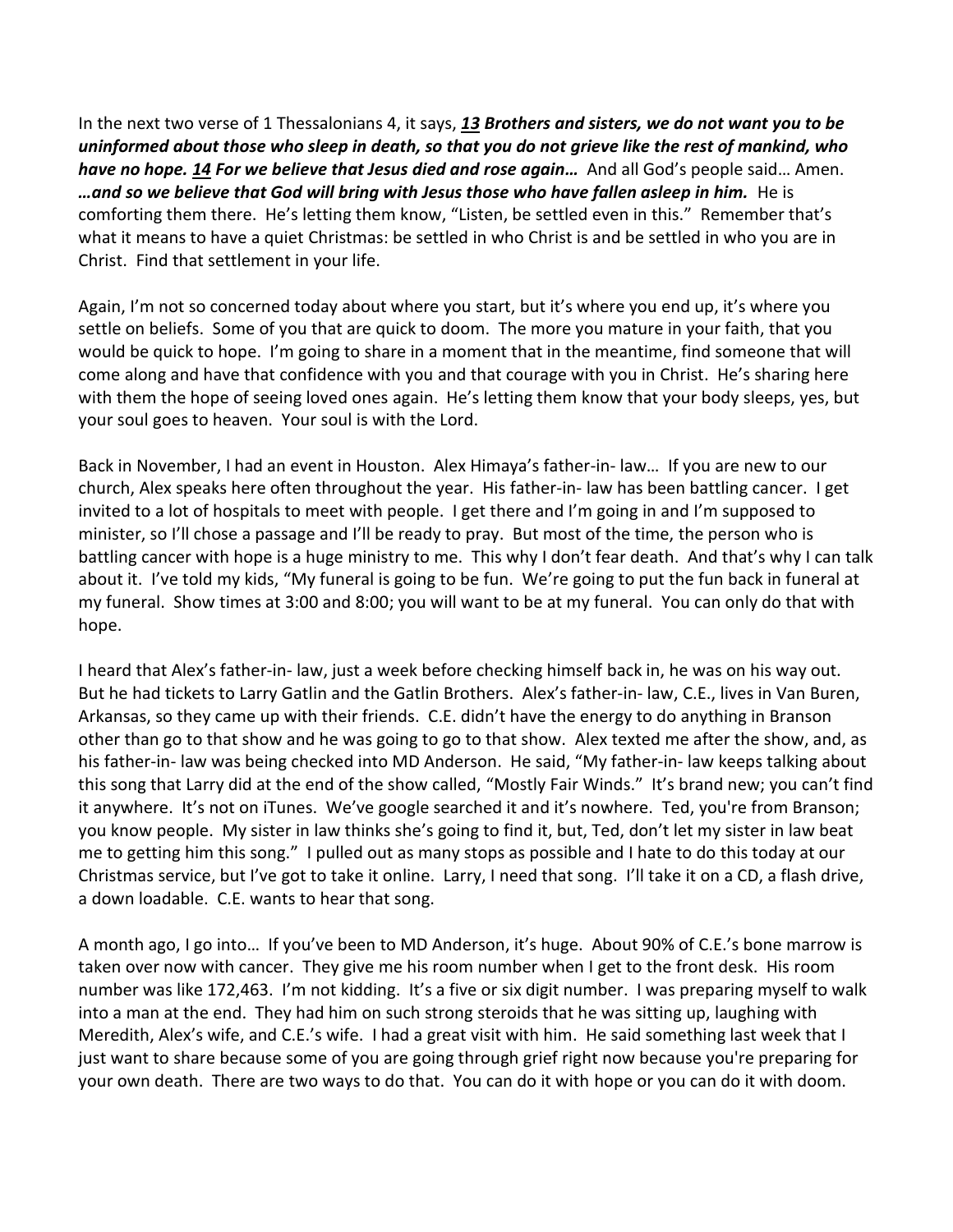In the next two verse of 1 Thessalonians 4, it says, ***13 Brothers and sisters, we do not want you to be uninformed about those who sleep in death, so that you do not grieve like the rest of mankind, who have no hope. 14 For we believe that Jesus died and rose again…*** And all God's people said… Amen. ***…and so we believe that God will bring with Jesus those who have fallen asleep in him.*** He is comforting them there. He's letting them know, "Listen, be settled even in this." Remember that's what it means to have a quiet Christmas: be settled in who Christ is and be settled in who you are in Christ. Find that settlement in your life.

Again, I'm not so concerned today about where you start, but it's where you end up, it's where you settle on beliefs. Some of you that are quick to doom. The more you mature in your faith, that you would be quick to hope. I'm going to share in a moment that in the meantime, find someone that will come along and have that confidence with you and that courage with you in Christ. He's sharing here with them the hope of seeing loved ones again. He's letting them know that your body sleeps, yes, but your soul goes to heaven. Your soul is with the Lord.

Back in November, I had an event in Houston. Alex Himaya's father-in- law… If you are new to our church, Alex speaks here often throughout the year. His father-in- law has been battling cancer. I get invited to a lot of hospitals to meet with people. I get there and I'm going in and I'm supposed to minister, so I'll chose a passage and I'll be ready to pray. But most of the time, the person who is battling cancer with hope is a huge ministry to me. This why I don't fear death. And that's why I can talk about it. I've told my kids, "My funeral is going to be fun. We're going to put the fun back in funeral at my funeral. Show times at 3:00 and 8:00; you will want to be at my funeral. You can only do that with hope.

I heard that Alex's father-in- law, just a week before checking himself back in, he was on his way out. But he had tickets to Larry Gatlin and the Gatlin Brothers. Alex's father-in- law, C.E., lives in Van Buren, Arkansas, so they came up with their friends. C.E. didn't have the energy to do anything in Branson other than go to that show and he was going to go to that show. Alex texted me after the show, and, as his father-in- law was being checked into MD Anderson. He said, "My father-in- law keeps talking about this song that Larry did at the end of the show called, "Mostly Fair Winds." It's brand new; you can't find it anywhere. It's not on iTunes. We've google searched it and it's nowhere. Ted, you're from Branson; you know people. My sister in law thinks she's going to find it, but, Ted, don't let my sister in law beat me to getting him this song." I pulled out as many stops as possible and I hate to do this today at our Christmas service, but I've got to take it online. Larry, I need that song. I'll take it on a CD, a flash drive, a down loadable. C.E. wants to hear that song.

A month ago, I go into… If you've been to MD Anderson, it's huge. About 90% of C.E.'s bone marrow is taken over now with cancer. They give me his room number when I get to the front desk. His room number was like 172,463. I'm not kidding. It's a five or six digit number. I was preparing myself to walk into a man at the end. They had him on such strong steroids that he was sitting up, laughing with Meredith, Alex's wife, and C.E.'s wife. I had a great visit with him. He said something last week that I just want to share because some of you are going through grief right now because you're preparing for your own death. There are two ways to do that. You can do it with hope or you can do it with doom.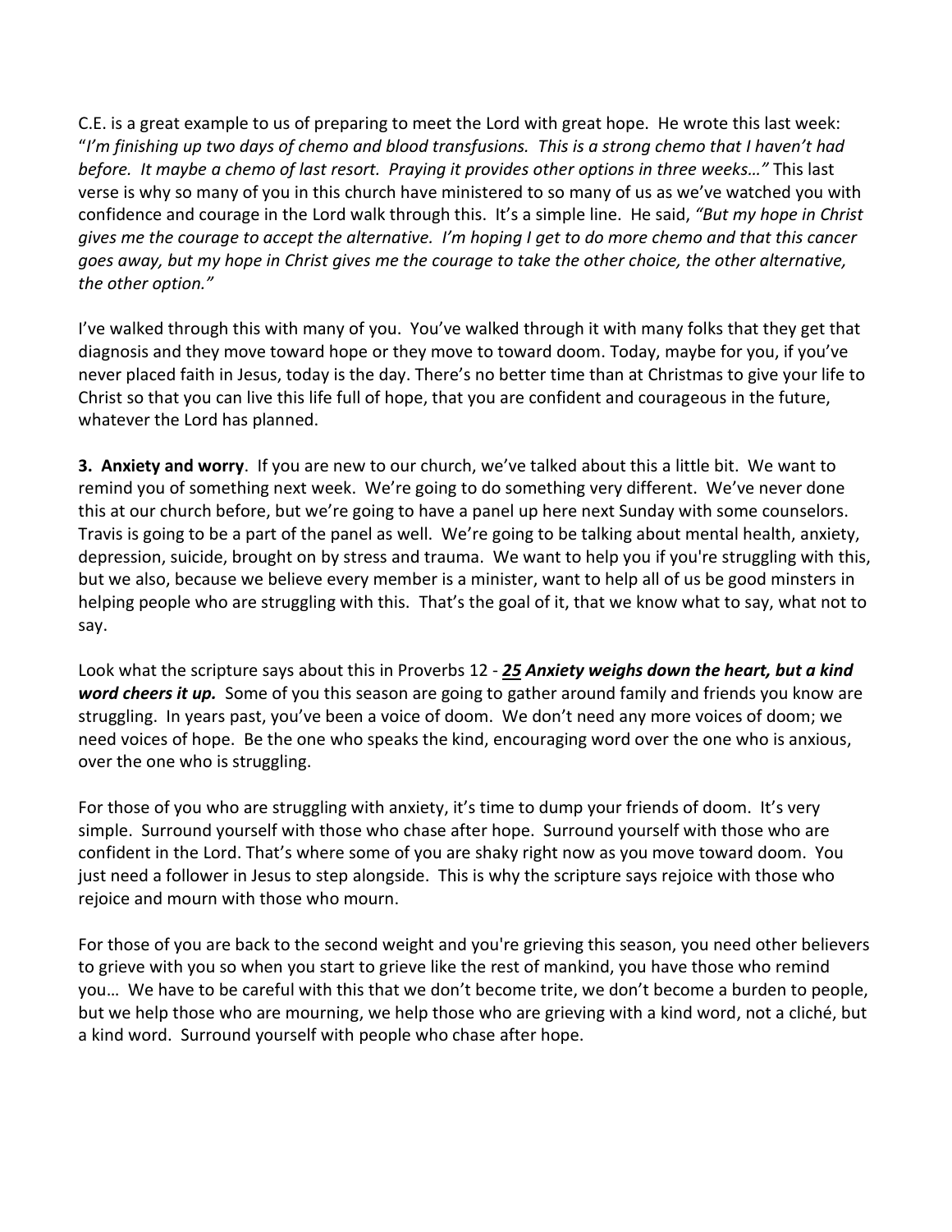C.E. is a great example to us of preparing to meet the Lord with great hope. He wrote this last week: "*I'm finishing up two days of chemo and blood transfusions. This is a strong chemo that I haven't had before. It maybe a chemo of last resort. Praying it provides other options in three weeks…"* This last verse is why so many of you in this church have ministered to so many of us as we've watched you with confidence and courage in the Lord walk through this. It's a simple line. He said, *"But my hope in Christ gives me the courage to accept the alternative. I'm hoping I get to do more chemo and that this cancer goes away, but my hope in Christ gives me the courage to take the other choice, the other alternative, the other option."*

I've walked through this with many of you. You've walked through it with many folks that they get that diagnosis and they move toward hope or they move to toward doom. Today, maybe for you, if you've never placed faith in Jesus, today is the day. There's no better time than at Christmas to give your life to Christ so that you can live this life full of hope, that you are confident and courageous in the future, whatever the Lord has planned.

**3. Anxiety and worry**. If you are new to our church, we've talked about this a little bit. We want to remind you of something next week. We're going to do something very different. We've never done this at our church before, but we're going to have a panel up here next Sunday with some counselors. Travis is going to be a part of the panel as well. We're going to be talking about mental health, anxiety, depression, suicide, brought on by stress and trauma. We want to help you if you're struggling with this, but we also, because we believe every member is a minister, want to help all of us be good minsters in helping people who are struggling with this. That's the goal of it, that we know what to say, what not to say.

Look what the scripture says about this in Proverbs 12 - ***25 Anxiety weighs down the heart, but a kind word cheers it up.*** Some of you this season are going to gather around family and friends you know are struggling. In years past, you've been a voice of doom. We don't need any more voices of doom; we need voices of hope. Be the one who speaks the kind, encouraging word over the one who is anxious, over the one who is struggling.

For those of you who are struggling with anxiety, it's time to dump your friends of doom. It's very simple. Surround yourself with those who chase after hope. Surround yourself with those who are confident in the Lord. That's where some of you are shaky right now as you move toward doom. You just need a follower in Jesus to step alongside. This is why the scripture says rejoice with those who rejoice and mourn with those who mourn.

For those of you are back to the second weight and you're grieving this season, you need other believers to grieve with you so when you start to grieve like the rest of mankind, you have those who remind you… We have to be careful with this that we don't become trite, we don't become a burden to people, but we help those who are mourning, we help those who are grieving with a kind word, not a cliché, but a kind word. Surround yourself with people who chase after hope.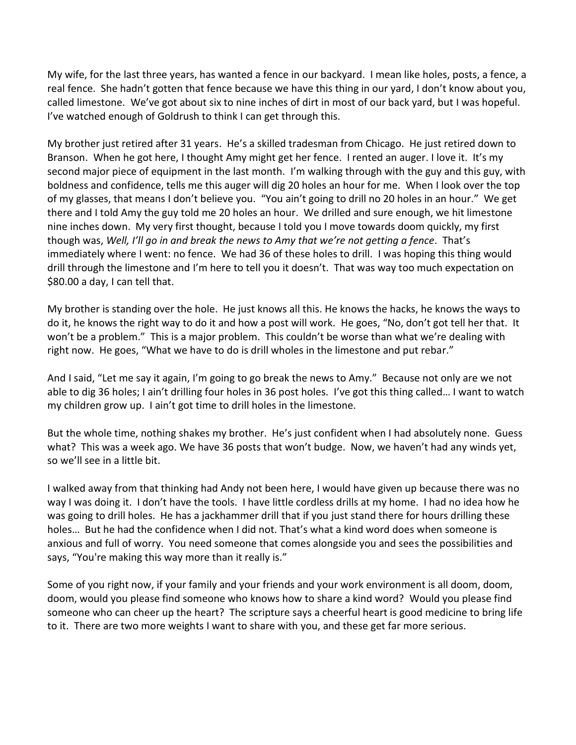My wife, for the last three years, has wanted a fence in our backyard. I mean like holes, posts, a fence, a real fence. She hadn't gotten that fence because we have this thing in our yard, I don't know about you, called limestone. We've got about six to nine inches of dirt in most of our back yard, but I was hopeful. I've watched enough of Goldrush to think I can get through this.

My brother just retired after 31 years. He's a skilled tradesman from Chicago. He just retired down to Branson. When he got here, I thought Amy might get her fence. I rented an auger. I love it. It's my second major piece of equipment in the last month. I'm walking through with the guy and this guy, with boldness and confidence, tells me this auger will dig 20 holes an hour for me. When I look over the top of my glasses, that means I don't believe you. "You ain't going to drill no 20 holes in an hour." We get there and I told Amy the guy told me 20 holes an hour. We drilled and sure enough, we hit limestone nine inches down. My very first thought, because I told you I move towards doom quickly, my first though was, *Well, I'll go in and break the news to Amy that we're not getting a fence*. That's immediately where I went: no fence. We had 36 of these holes to drill. I was hoping this thing would drill through the limestone and I'm here to tell you it doesn't. That was way too much expectation on $80.00 a day, I can tell that.

My brother is standing over the hole. He just knows all this. He knows the hacks, he knows the ways to do it, he knows the right way to do it and how a post will work. He goes, "No, don't got tell her that. It won't be a problem." This is a major problem. This couldn't be worse than what we're dealing with right now. He goes, "What we have to do is drill wholes in the limestone and put rebar."

And I said, "Let me say it again, I'm going to go break the news to Amy." Because not only are we not able to dig 36 holes; I ain't drilling four holes in 36 post holes. I've got this thing called… I want to watch my children grow up. I ain't got time to drill holes in the limestone.

But the whole time, nothing shakes my brother. He's just confident when I had absolutely none. Guess what? This was a week ago. We have 36 posts that won't budge. Now, we haven't had any winds yet, so we'll see in a little bit.

I walked away from that thinking had Andy not been here, I would have given up because there was no way I was doing it. I don't have the tools. I have little cordless drills at my home. I had no idea how he was going to drill holes. He has a jackhammer drill that if you just stand there for hours drilling these holes… But he had the confidence when I did not. That's what a kind word does when someone is anxious and full of worry. You need someone that comes alongside you and sees the possibilities and says, "You're making this way more than it really is."

Some of you right now, if your family and your friends and your work environment is all doom, doom, doom, would you please find someone who knows how to share a kind word? Would you please find someone who can cheer up the heart? The scripture says a cheerful heart is good medicine to bring life to it. There are two more weights I want to share with you, and these get far more serious.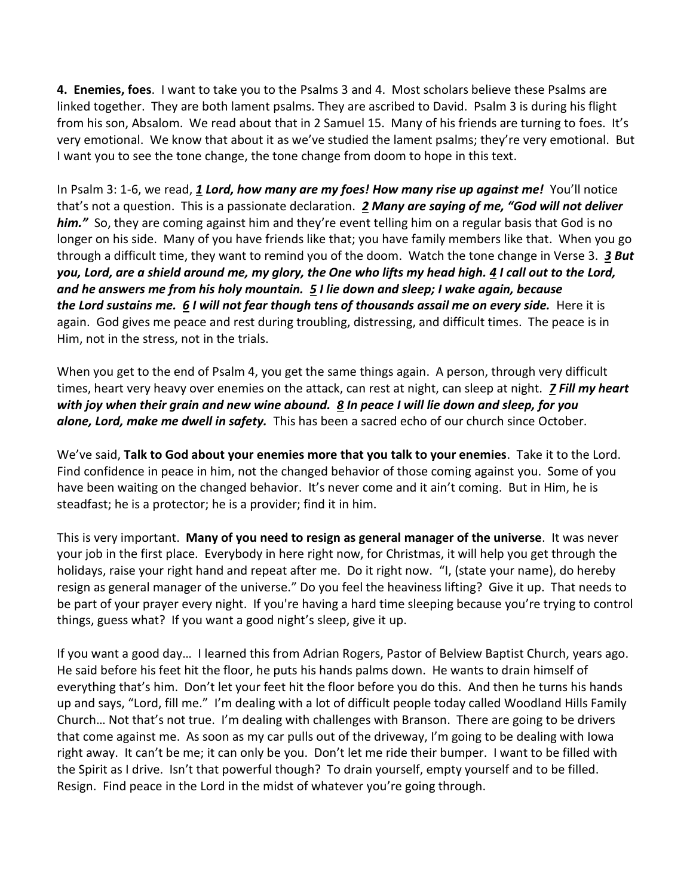**4. Enemies, foes**. I want to take you to the Psalms 3 and 4. Most scholars believe these Psalms are linked together. They are both lament psalms. They are ascribed to David. Psalm 3 is during his flight from his son, Absalom. We read about that in 2 Samuel 15. Many of his friends are turning to foes. It's very emotional. We know that about it as we've studied the lament psalms; they're very emotional. But I want you to see the tone change, the tone change from doom to hope in this text.

In Psalm 3: 1-6, we read, ***1 Lord, how many are my foes! How many rise up against me!*** You'll notice that's not a question. This is a passionate declaration. ***2 Many are saying of me, "God will not deliver him."*** So, they are coming against him and they're event telling him on a regular basis that God is no longer on his side. Many of you have friends like that; you have family members like that. When you go through a difficult time, they want to remind you of the doom. Watch the tone change in Verse 3. ***3 But you, Lord, are a shield around me, my glory, the One who lifts my head high. 4 I call out to the Lord, and he answers me from his holy mountain. 5 I lie down and sleep; I wake again, because the Lord sustains me. 6 I will not fear though tens of thousands assail me on every side.*** Here it is again. God gives me peace and rest during troubling, distressing, and difficult times. The peace is in Him, not in the stress, not in the trials.

When you get to the end of Psalm 4, you get the same things again. A person, through very difficult times, heart very heavy over enemies on the attack, can rest at night, can sleep at night. ***7 Fill my heart with joy when their grain and new wine abound. 8 In peace I will lie down and sleep, for you alone, Lord, make me dwell in safety.*** This has been a sacred echo of our church since October.

We've said, **Talk to God about your enemies more that you talk to your enemies**. Take it to the Lord. Find confidence in peace in him, not the changed behavior of those coming against you. Some of you have been waiting on the changed behavior. It's never come and it ain't coming. But in Him, he is steadfast; he is a protector; he is a provider; find it in him.

This is very important. **Many of you need to resign as general manager of the universe**. It was never your job in the first place. Everybody in here right now, for Christmas, it will help you get through the holidays, raise your right hand and repeat after me. Do it right now. "I, (state your name), do hereby resign as general manager of the universe." Do you feel the heaviness lifting? Give it up. That needs to be part of your prayer every night. If you're having a hard time sleeping because you're trying to control things, guess what? If you want a good night's sleep, give it up.

If you want a good day… I learned this from Adrian Rogers, Pastor of Belview Baptist Church, years ago. He said before his feet hit the floor, he puts his hands palms down. He wants to drain himself of everything that's him. Don't let your feet hit the floor before you do this. And then he turns his hands up and says, "Lord, fill me." I'm dealing with a lot of difficult people today called Woodland Hills Family Church… Not that's not true. I'm dealing with challenges with Branson. There are going to be drivers that come against me. As soon as my car pulls out of the driveway, I'm going to be dealing with Iowa right away. It can't be me; it can only be you. Don't let me ride their bumper. I want to be filled with the Spirit as I drive. Isn't that powerful though? To drain yourself, empty yourself and to be filled. Resign. Find peace in the Lord in the midst of whatever you're going through.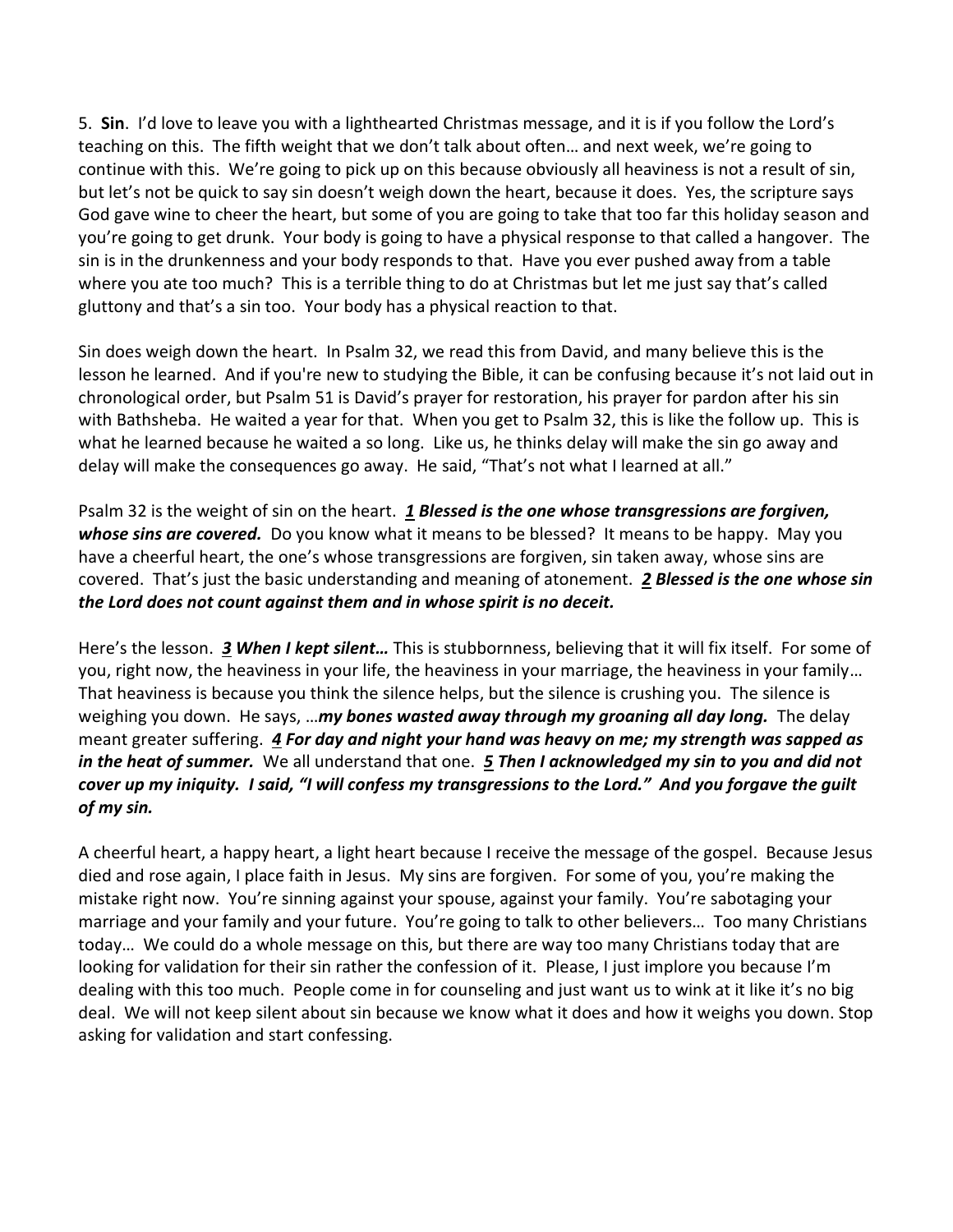5. **Sin**. I'd love to leave you with a lighthearted Christmas message, and it is if you follow the Lord's teaching on this. The fifth weight that we don't talk about often… and next week, we're going to continue with this. We're going to pick up on this because obviously all heaviness is not a result of sin, but let's not be quick to say sin doesn't weigh down the heart, because it does. Yes, the scripture says God gave wine to cheer the heart, but some of you are going to take that too far this holiday season and you're going to get drunk. Your body is going to have a physical response to that called a hangover. The sin is in the drunkenness and your body responds to that. Have you ever pushed away from a table where you ate too much? This is a terrible thing to do at Christmas but let me just say that's called gluttony and that's a sin too. Your body has a physical reaction to that.

Sin does weigh down the heart. In Psalm 32, we read this from David, and many believe this is the lesson he learned. And if you're new to studying the Bible, it can be confusing because it's not laid out in chronological order, but Psalm 51 is David's prayer for restoration, his prayer for pardon after his sin with Bathsheba. He waited a year for that. When you get to Psalm 32, this is like the follow up. This is what he learned because he waited a so long. Like us, he thinks delay will make the sin go away and delay will make the consequences go away. He said, "That's not what I learned at all."

Psalm 32 is the weight of sin on the heart. ***1 Blessed is the one whose transgressions are forgiven, whose sins are covered.*** Do you know what it means to be blessed? It means to be happy. May you have a cheerful heart, the one's whose transgressions are forgiven, sin taken away, whose sins are covered. That's just the basic understanding and meaning of atonement. ***2 Blessed is the one whose sin the Lord does not count against them and in whose spirit is no deceit.***

Here's the lesson. ***3 When I kept silent…*** This is stubbornness, believing that it will fix itself. For some of you, right now, the heaviness in your life, the heaviness in your marriage, the heaviness in your family… That heaviness is because you think the silence helps, but the silence is crushing you. The silence is weighing you down. He says, …***my bones wasted away through my groaning all day long.*** The delay meant greater suffering. ***4 For day and night your hand was heavy on me; my strength was sapped as in the heat of summer.*** We all understand that one. ***5 Then I acknowledged my sin to you and did not cover up my iniquity. I said, "I will confess my transgressions to the Lord." And you forgave the guilt of my sin.***

A cheerful heart, a happy heart, a light heart because I receive the message of the gospel. Because Jesus died and rose again, I place faith in Jesus. My sins are forgiven. For some of you, you're making the mistake right now. You're sinning against your spouse, against your family. You're sabotaging your marriage and your family and your future. You're going to talk to other believers… Too many Christians today… We could do a whole message on this, but there are way too many Christians today that are looking for validation for their sin rather the confession of it. Please, I just implore you because I'm dealing with this too much. People come in for counseling and just want us to wink at it like it's no big deal. We will not keep silent about sin because we know what it does and how it weighs you down. Stop asking for validation and start confessing.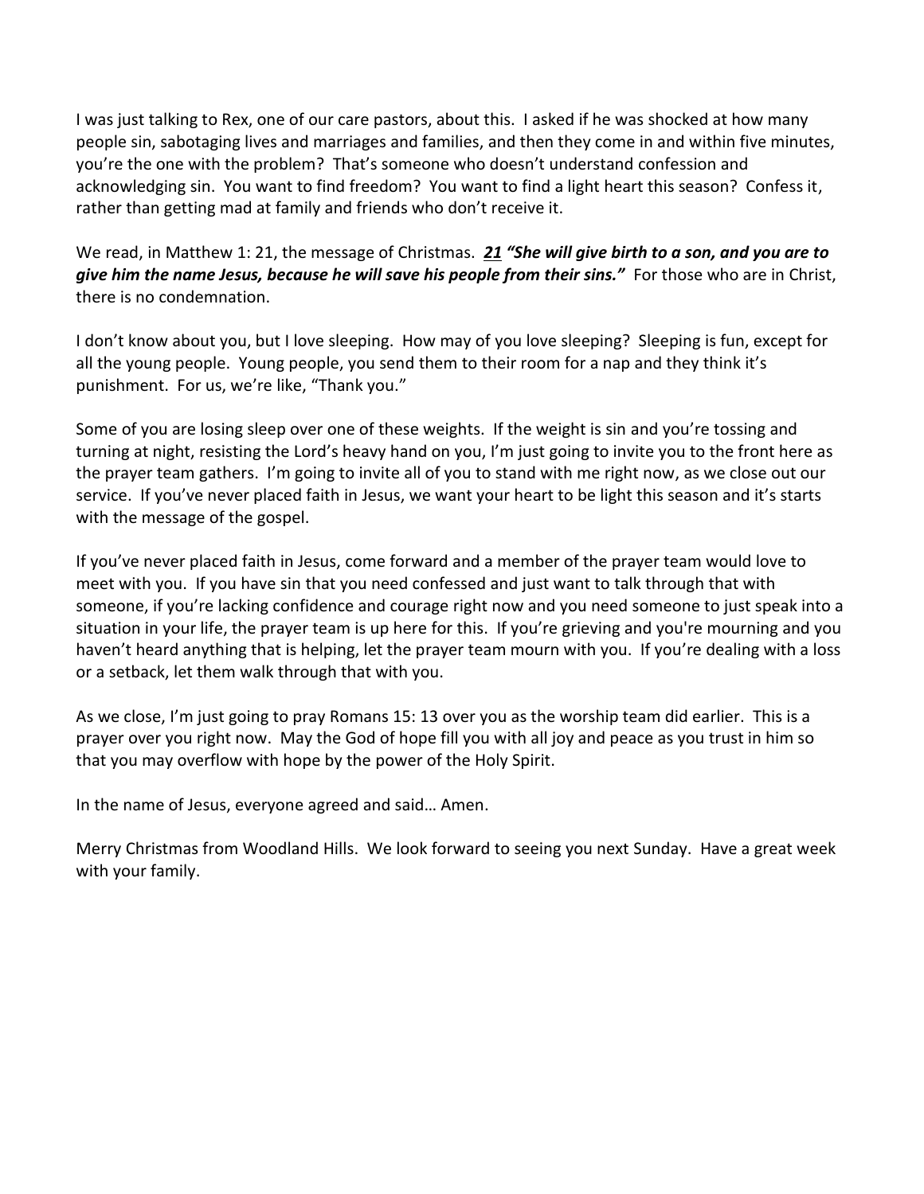I was just talking to Rex, one of our care pastors, about this. I asked if he was shocked at how many people sin, sabotaging lives and marriages and families, and then they come in and within five minutes, you're the one with the problem? That's someone who doesn't understand confession and acknowledging sin. You want to find freedom? You want to find a light heart this season? Confess it, rather than getting mad at family and friends who don't receive it.

We read, in Matthew 1: 21, the message of Christmas. ***21* *"She will give birth to a son, and you are to give him the name Jesus, because he will save his people from their sins."*** For those who are in Christ, there is no condemnation.

I don't know about you, but I love sleeping. How may of you love sleeping? Sleeping is fun, except for all the young people. Young people, you send them to their room for a nap and they think it's punishment. For us, we're like, "Thank you."

Some of you are losing sleep over one of these weights. If the weight is sin and you're tossing and turning at night, resisting the Lord's heavy hand on you, I'm just going to invite you to the front here as the prayer team gathers. I'm going to invite all of you to stand with me right now, as we close out our service. If you've never placed faith in Jesus, we want your heart to be light this season and it's starts with the message of the gospel.

If you've never placed faith in Jesus, come forward and a member of the prayer team would love to meet with you. If you have sin that you need confessed and just want to talk through that with someone, if you're lacking confidence and courage right now and you need someone to just speak into a situation in your life, the prayer team is up here for this. If you're grieving and you're mourning and you haven't heard anything that is helping, let the prayer team mourn with you. If you're dealing with a loss or a setback, let them walk through that with you.

As we close, I'm just going to pray Romans 15: 13 over you as the worship team did earlier. This is a prayer over you right now. May the God of hope fill you with all joy and peace as you trust in him so that you may overflow with hope by the power of the Holy Spirit.

In the name of Jesus, everyone agreed and said… Amen.

Merry Christmas from Woodland Hills. We look forward to seeing you next Sunday. Have a great week with your family.